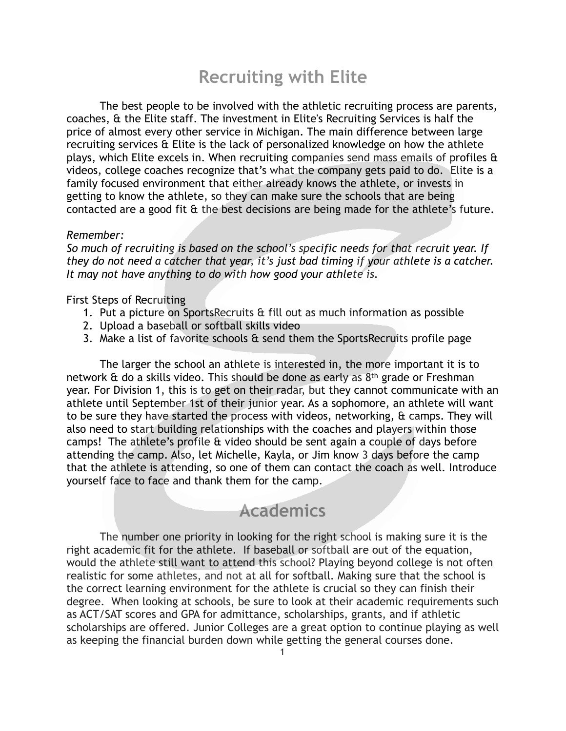# Recruiting with Elite

The best people to be involved with the athletic recruiting process are parents, coaches, & the Elite staff. The investment in Elite's Recruiting Services is half the price of almost every other service in Michigan. The main difference between large recruiting services & Elite is the lack of personalized knowledge on how the athlete plays, which Elite excels in. When recruiting companies send mass emails of profiles & videos, college coaches recognize that's what the company gets paid to do. Elite is a family focused environment that either already knows the athlete, or invests in getting to know the athlete, so they can make sure the schools that are being contacted are a good fit & the best decisions are being made for the athlete's future.

*Remember:*
*So much of recruiting is based on the school's specific needs for that recruit year. If they do not need a catcher that year, it's just bad timing if your athlete is a catcher. It may not have anything to do with how good your athlete is.*

First Steps of Recruiting

1. Put a picture on SportsRecruits & fill out as much information as possible
2. Upload a baseball or softball skills video
3. Make a list of favorite schools & send them the SportsRecruits profile page

The larger the school an athlete is interested in, the more important it is to network & do a skills video. This should be done as early as 8th grade or Freshman year. For Division 1, this is to get on their radar, but they cannot communicate with an athlete until September 1st of their junior year. As a sophomore, an athlete will want to be sure they have started the process with videos, networking, & camps. They will also need to start building relationships with the coaches and players within those camps! The athlete's profile & video should be sent again a couple of days before attending the camp. Also, let Michelle, Kayla, or Jim know 3 days before the camp that the athlete is attending, so one of them can contact the coach as well. Introduce yourself face to face and thank them for the camp.

# Academics

The number one priority in looking for the right school is making sure it is the right academic fit for the athlete. If baseball or softball are out of the equation, would the athlete still want to attend this school? Playing beyond college is not often realistic for some athletes, and not at all for softball. Making sure that the school is the correct learning environment for the athlete is crucial so they can finish their degree. When looking at schools, be sure to look at their academic requirements such as ACT/SAT scores and GPA for admittance, scholarships, grants, and if athletic scholarships are offered. Junior Colleges are a great option to continue playing as well as keeping the financial burden down while getting the general courses done.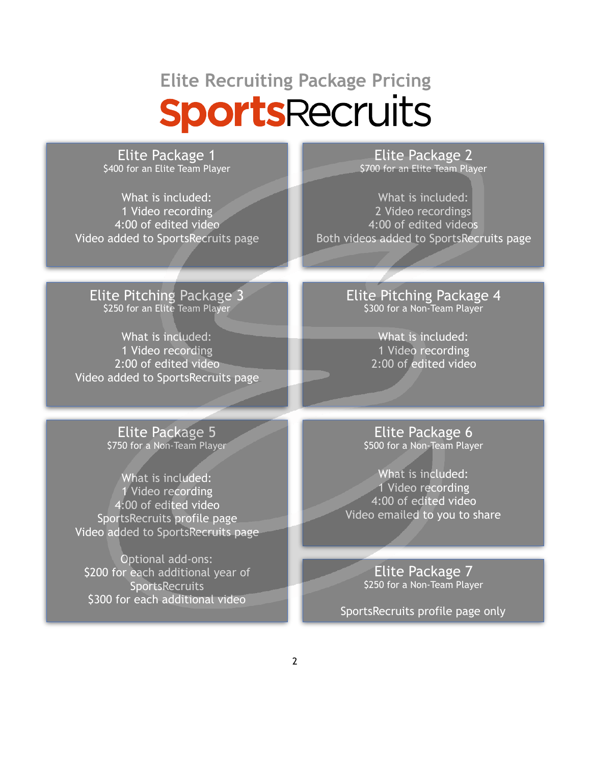# Elite Recruiting Package Pricing

## SportsRecruits

### Elite Package 1

$400 for an Elite Team Player

What is included:
1 Video recording
4:00 of edited video
Video added to SportsRecruits page

### Elite Package 2

$700 for an Elite Team Player

What is included:
2 Video recordings
4:00 of edited videos
Both videos added to SportsRecruits page

### Elite Pitching Package 3

$250 for an Elite Team Player

What is included:
1 Video recording
2:00 of edited video
Video added to SportsRecruits page

### Elite Pitching Package 4

$300 for a Non-Team Player

What is included:
1 Video recording
2:00 of edited video

### Elite Package 5

$750 for a Non-Team Player

What is included:
1 Video recording
4:00 of edited video
SportsRecruits profile page
Video added to SportsRecruits page

Optional add-ons:
$200 for each additional year of SportsRecruits
$300 for each additional video

### Elite Package 6

$500 for a Non-Team Player

What is included:
1 Video recording
4:00 of edited video
Video emailed to you to share

### Elite Package 7

$250 for a Non-Team Player

SportsRecruits profile page only